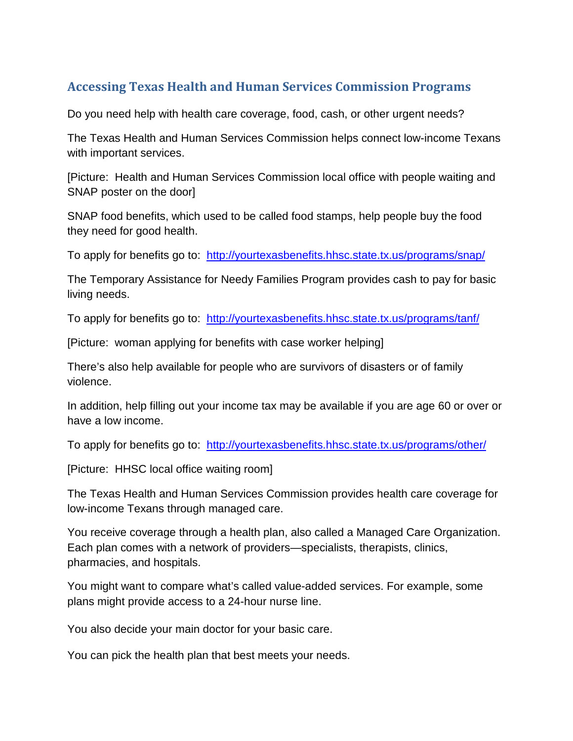## Accessing Texas Health and Human Services Commission Programs

Do you need help with health care coverage, food, cash, or other urgent needs?

The Texas Health and Human Services Commission helps connect low-income Texans with important services.

[Picture: Health and Human Services Commission local office with people waiting and SNAP poster on the door]

SNAP food benefits, which used to be called food stamps, help people buy the food they need for good health.

To apply for benefits go to: [http://yourtexasbenefits.hhsc.state.tx.us/programs/snap/](http://yourtexasbenefits.hhsc.state.tx.us/programs/snap/)

The Temporary Assistance for Needy Families Program provides cash to pay for basic living needs.

To apply for benefits go to: [http://yourtexasbenefits.hhsc.state.tx.us/programs/tanf/](http://yourtexasbenefits.hhsc.state.tx.us/programs/tanf/)

[Picture: woman applying for benefits with case worker helping]

There's also help available for people who are survivors of disasters or of family violence.

In addition, help filling out your income tax may be available if you are age 60 or over or have a low income.

To apply for benefits go to: [http://yourtexasbenefits.hhsc.state.tx.us/programs/other/](http://yourtexasbenefits.hhsc.state.tx.us/programs/other/)

[Picture: HHSC local office waiting room]

The Texas Health and Human Services Commission provides health care coverage for low-income Texans through managed care.

You receive coverage through a health plan, also called a Managed Care Organization. Each plan comes with a network of providers—specialists, therapists, clinics, pharmacies, and hospitals.

You might want to compare what's called value-added services. For example, some plans might provide access to a 24-hour nurse line.

You also decide your main doctor for your basic care.

You can pick the health plan that best meets your needs.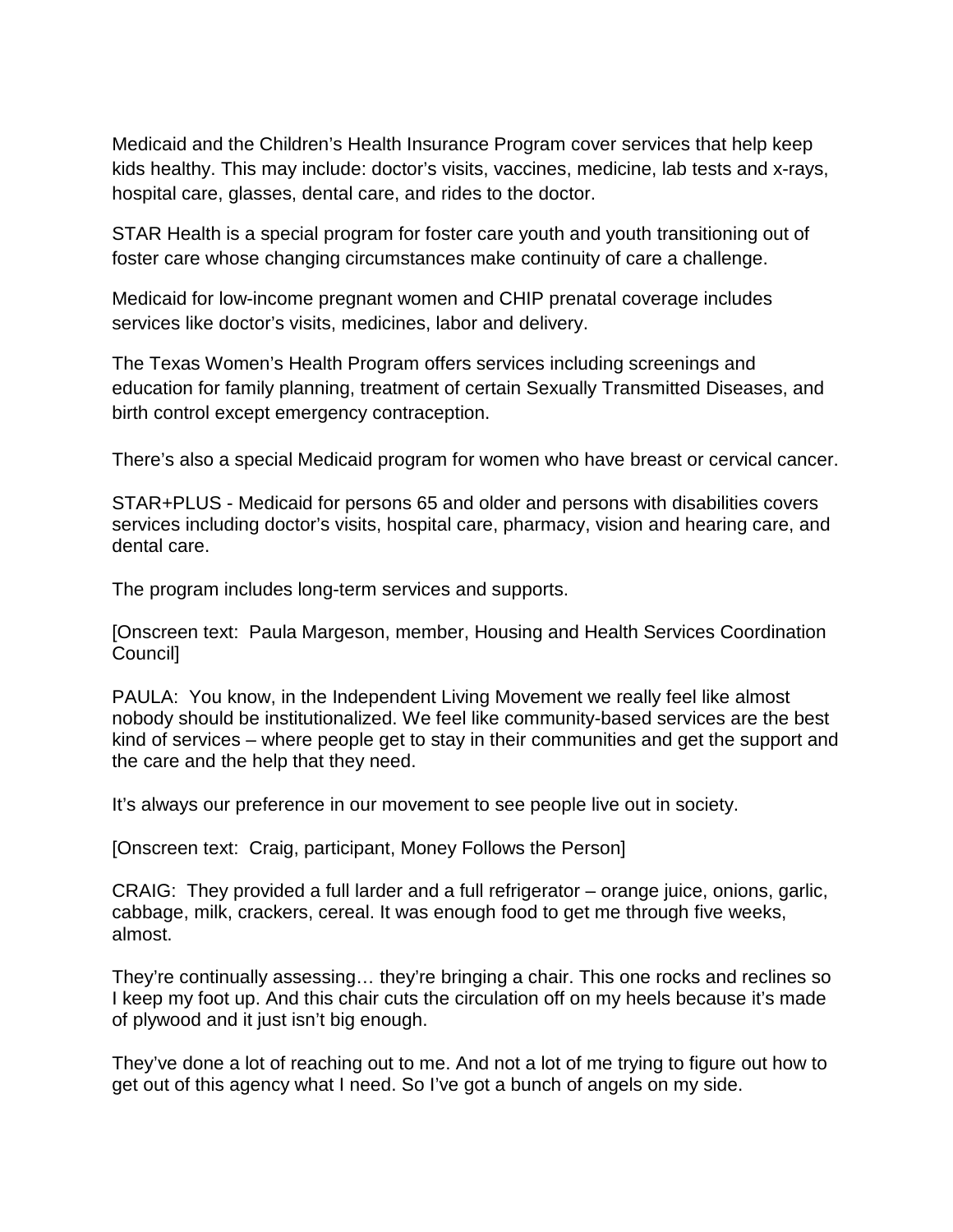Medicaid and the Children's Health Insurance Program cover services that help keep kids healthy. This may include: doctor's visits, vaccines, medicine, lab tests and x-rays, hospital care, glasses, dental care, and rides to the doctor.

STAR Health is a special program for foster care youth and youth transitioning out of foster care whose changing circumstances make continuity of care a challenge.

Medicaid for low-income pregnant women and CHIP prenatal coverage includes services like doctor's visits, medicines, labor and delivery.

The Texas Women's Health Program offers services including screenings and education for family planning, treatment of certain Sexually Transmitted Diseases, and birth control except emergency contraception.

There's also a special Medicaid program for women who have breast or cervical cancer.

STAR+PLUS - Medicaid for persons 65 and older and persons with disabilities covers services including doctor's visits, hospital care, pharmacy, vision and hearing care, and dental care.

The program includes long-term services and supports.

[Onscreen text: Paula Margeson, member, Housing and Health Services Coordination Council]

PAULA: You know, in the Independent Living Movement we really feel like almost nobody should be institutionalized. We feel like community-based services are the best kind of services – where people get to stay in their communities and get the support and the care and the help that they need.

It's always our preference in our movement to see people live out in society.

[Onscreen text: Craig, participant, Money Follows the Person]

CRAIG: They provided a full larder and a full refrigerator – orange juice, onions, garlic, cabbage, milk, crackers, cereal. It was enough food to get me through five weeks, almost.

They're continually assessing… they're bringing a chair. This one rocks and reclines so I keep my foot up. And this chair cuts the circulation off on my heels because it's made of plywood and it just isn't big enough.

They've done a lot of reaching out to me. And not a lot of me trying to figure out how to get out of this agency what I need. So I've got a bunch of angels on my side.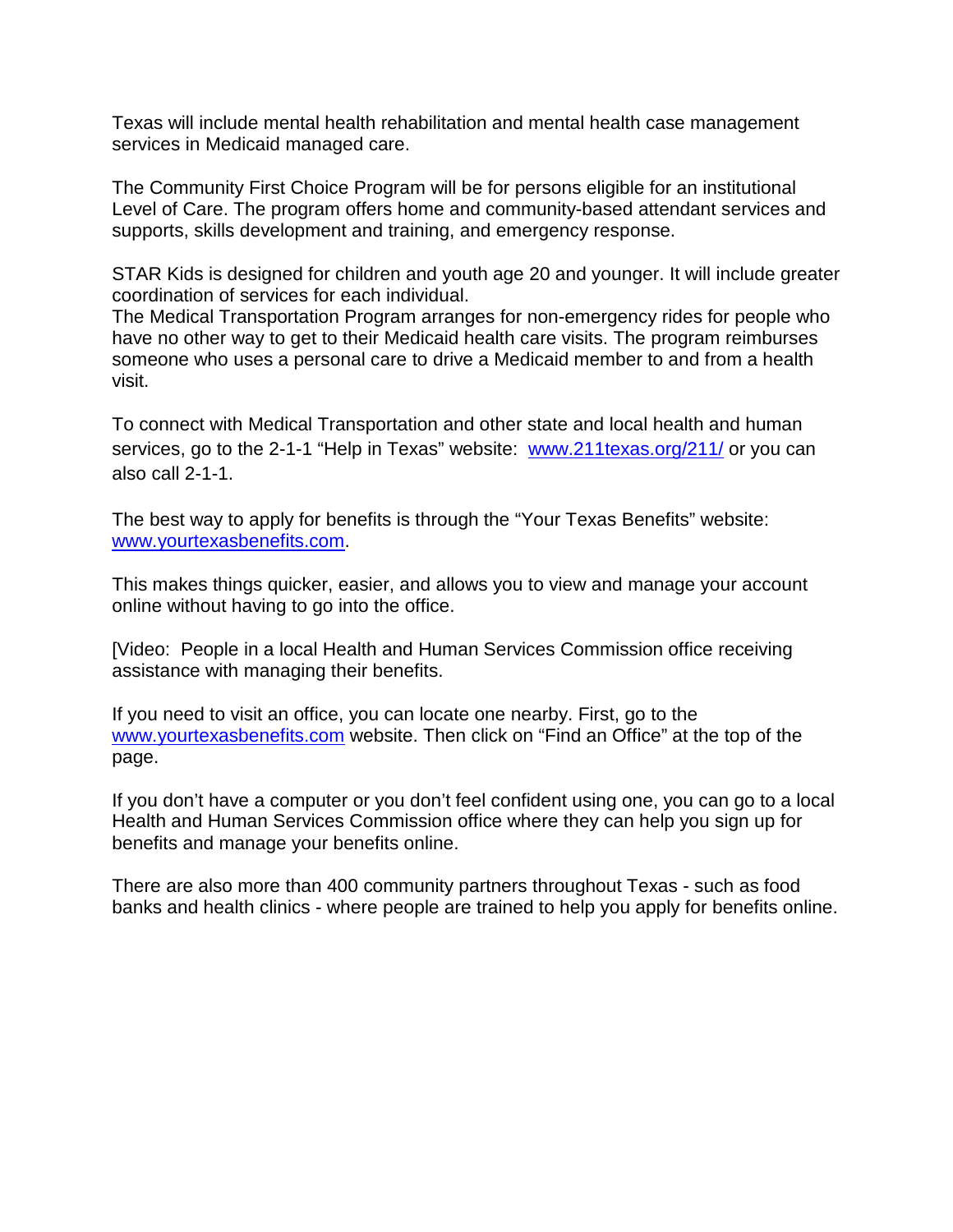Texas will include mental health rehabilitation and mental health case management services in Medicaid managed care.

The Community First Choice Program will be for persons eligible for an institutional Level of Care. The program offers home and community-based attendant services and supports, skills development and training, and emergency response.

STAR Kids is designed for children and youth age 20 and younger. It will include greater coordination of services for each individual.
The Medical Transportation Program arranges for non-emergency rides for people who have no other way to get to their Medicaid health care visits. The program reimburses someone who uses a personal care to drive a Medicaid member to and from a health visit.

To connect with Medical Transportation and other state and local health and human services, go to the 2-1-1 “Help in Texas” website: [www.211texas.org/211/](http://www.211texas.org/211/) or you can also call 2-1-1.

The best way to apply for benefits is through the “Your Texas Benefits” website: [www.yourtexasbenefits.com](http://www.yourtexasbenefits.com).

This makes things quicker, easier, and allows you to view and manage your account online without having to go into the office.

[Video: People in a local Health and Human Services Commission office receiving assistance with managing their benefits.

If you need to visit an office, you can locate one nearby. First, go to the [www.yourtexasbenefits.com](http://www.yourtexasbenefits.com) website. Then click on “Find an Office” at the top of the page.

If you don’t have a computer or you don’t feel confident using one, you can go to a local Health and Human Services Commission office where they can help you sign up for benefits and manage your benefits online.

There are also more than 400 community partners throughout Texas - such as food banks and health clinics - where people are trained to help you apply for benefits online.